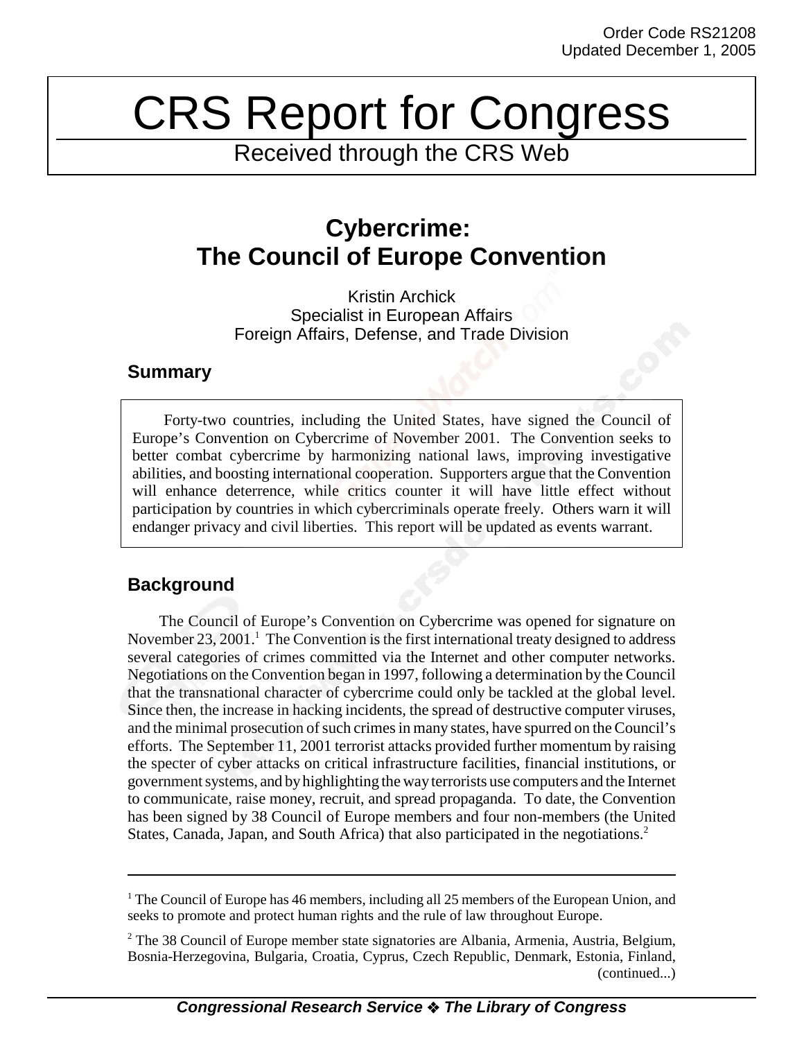Order Code RS21208
Updated December 1, 2005

# CRS Report for Congress

Received through the CRS Web

## Cybercrime: The Council of Europe Convention

Kristin Archick
Specialist in European Affairs
Foreign Affairs, Defense, and Trade Division

### Summary

Forty-two countries, including the United States, have signed the Council of Europe's Convention on Cybercrime of November 2001. The Convention seeks to better combat cybercrime by harmonizing national laws, improving investigative abilities, and boosting international cooperation. Supporters argue that the Convention will enhance deterrence, while critics counter it will have little effect without participation by countries in which cybercriminals operate freely. Others warn it will endanger privacy and civil liberties. This report will be updated as events warrant.

### Background

The Council of Europe's Convention on Cybercrime was opened for signature on November 23, 2001.[1] The Convention is the first international treaty designed to address several categories of crimes committed via the Internet and other computer networks. Negotiations on the Convention began in 1997, following a determination by the Council that the transnational character of cybercrime could only be tackled at the global level. Since then, the increase in hacking incidents, the spread of destructive computer viruses, and the minimal prosecution of such crimes in many states, have spurred on the Council's efforts. The September 11, 2001 terrorist attacks provided further momentum by raising the specter of cyber attacks on critical infrastructure facilities, financial institutions, or government systems, and by highlighting the way terrorists use computers and the Internet to communicate, raise money, recruit, and spread propaganda. To date, the Convention has been signed by 38 Council of Europe members and four non-members (the United States, Canada, Japan, and South Africa) that also participated in the negotiations.[2]

---

[1] The Council of Europe has 46 members, including all 25 members of the European Union, and seeks to promote and protect human rights and the rule of law throughout Europe.

[2] The 38 Council of Europe member state signatories are Albania, Armenia, Austria, Belgium, Bosnia-Herzegovina, Bulgaria, Croatia, Cyprus, Czech Republic, Denmark, Estonia, Finland, (continued...)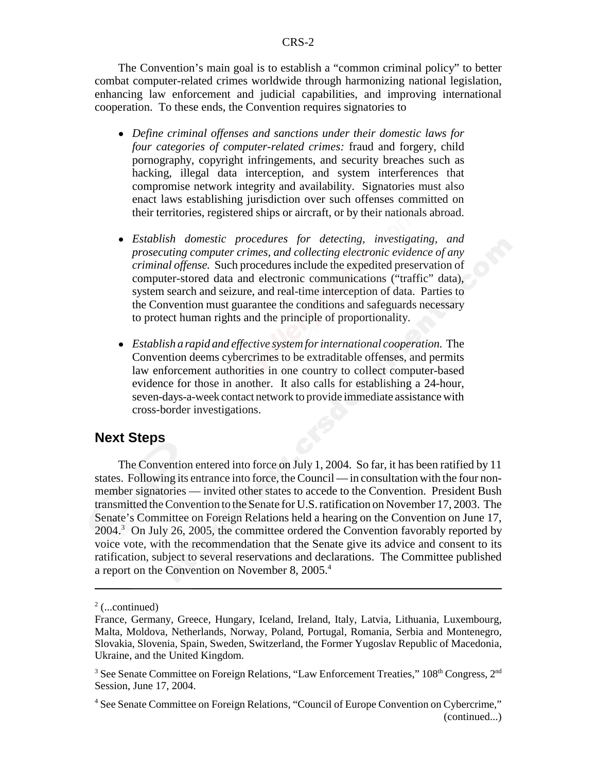The Convention's main goal is to establish a "common criminal policy" to better combat computer-related crimes worldwide through harmonizing national legislation, enhancing law enforcement and judicial capabilities, and improving international cooperation. To these ends, the Convention requires signatories to

- *Define criminal offenses and sanctions under their domestic laws for four categories of computer-related crimes:* fraud and forgery, child pornography, copyright infringements, and security breaches such as hacking, illegal data interception, and system interferences that compromise network integrity and availability. Signatories must also enact laws establishing jurisdiction over such offenses committed on their territories, registered ships or aircraft, or by their nationals abroad.

- *Establish domestic procedures for detecting, investigating, and prosecuting computer crimes, and collecting electronic evidence of any criminal offense.* Such procedures include the expedited preservation of computer-stored data and electronic communications ("traffic" data), system search and seizure, and real-time interception of data. Parties to the Convention must guarantee the conditions and safeguards necessary to protect human rights and the principle of proportionality.

- *Establish a rapid and effective system for international cooperation.* The Convention deems cybercrimes to be extraditable offenses, and permits law enforcement authorities in one country to collect computer-based evidence for those in another. It also calls for establishing a 24-hour, seven-days-a-week contact network to provide immediate assistance with cross-border investigations.

## Next Steps

The Convention entered into force on July 1, 2004. So far, it has been ratified by 11 states. Following its entrance into force, the Council — in consultation with the four non-member signatories — invited other states to accede to the Convention. President Bush transmitted the Convention to the Senate for U.S. ratification on November 17, 2003. The Senate's Committee on Foreign Relations held a hearing on the Convention on June 17, 2004.[3] On July 26, 2005, the committee ordered the Convention favorably reported by voice vote, with the recommendation that the Senate give its advice and consent to its ratification, subject to several reservations and declarations. The Committee published a report on the Convention on November 8, 2005.[4]

---

[2] (...continued)
France, Germany, Greece, Hungary, Iceland, Ireland, Italy, Latvia, Lithuania, Luxembourg, Malta, Moldova, Netherlands, Norway, Poland, Portugal, Romania, Serbia and Montenegro, Slovakia, Slovenia, Spain, Sweden, Switzerland, the Former Yugoslav Republic of Macedonia, Ukraine, and the United Kingdom.

[3] See Senate Committee on Foreign Relations, "Law Enforcement Treaties," 108th Congress, 2nd Session, June 17, 2004.

[4] See Senate Committee on Foreign Relations, "Council of Europe Convention on Cybercrime," (continued...)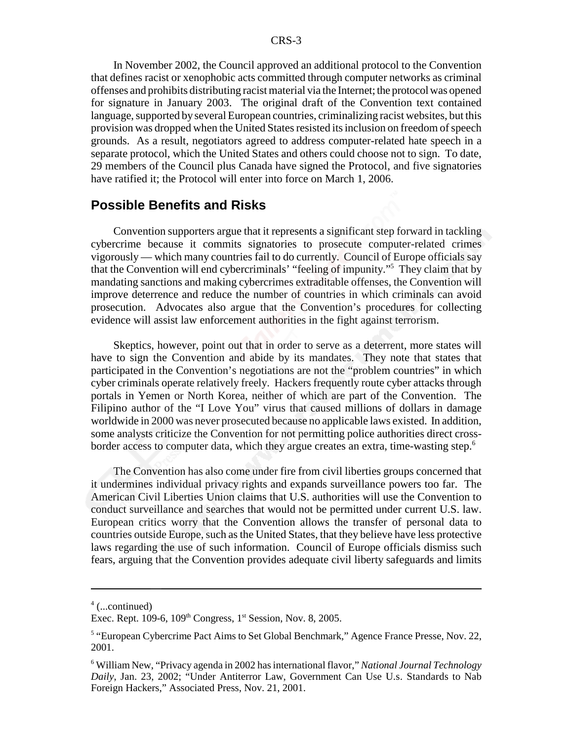In November 2002, the Council approved an additional protocol to the Convention that defines racist or xenophobic acts committed through computer networks as criminal offenses and prohibits distributing racist material via the Internet; the protocol was opened for signature in January 2003. The original draft of the Convention text contained language, supported by several European countries, criminalizing racist websites, but this provision was dropped when the United States resisted its inclusion on freedom of speech grounds. As a result, negotiators agreed to address computer-related hate speech in a separate protocol, which the United States and others could choose not to sign. To date, 29 members of the Council plus Canada have signed the Protocol, and five signatories have ratified it; the Protocol will enter into force on March 1, 2006.

## Possible Benefits and Risks

Convention supporters argue that it represents a significant step forward in tackling cybercrime because it commits signatories to prosecute computer-related crimes vigorously — which many countries fail to do currently. Council of Europe officials say that the Convention will end cybercriminals' "feeling of impunity."[5] They claim that by mandating sanctions and making cybercrimes extraditable offenses, the Convention will improve deterrence and reduce the number of countries in which criminals can avoid prosecution. Advocates also argue that the Convention's procedures for collecting evidence will assist law enforcement authorities in the fight against terrorism.

Skeptics, however, point out that in order to serve as a deterrent, more states will have to sign the Convention and abide by its mandates. They note that states that participated in the Convention's negotiations are not the "problem countries" in which cyber criminals operate relatively freely. Hackers frequently route cyber attacks through portals in Yemen or North Korea, neither of which are part of the Convention. The Filipino author of the "I Love You" virus that caused millions of dollars in damage worldwide in 2000 was never prosecuted because no applicable laws existed. In addition, some analysts criticize the Convention for not permitting police authorities direct cross-border access to computer data, which they argue creates an extra, time-wasting step.[6]

The Convention has also come under fire from civil liberties groups concerned that it undermines individual privacy rights and expands surveillance powers too far. The American Civil Liberties Union claims that U.S. authorities will use the Convention to conduct surveillance and searches that would not be permitted under current U.S. law. European critics worry that the Convention allows the transfer of personal data to countries outside Europe, such as the United States, that they believe have less protective laws regarding the use of such information. Council of Europe officials dismiss such fears, arguing that the Convention provides adequate civil liberty safeguards and limits

---

[4] (...continued)
Exec. Rept. 109-6, 109th Congress, 1st Session, Nov. 8, 2005.

[5] "European Cybercrime Pact Aims to Set Global Benchmark," Agence France Presse, Nov. 22, 2001.

[6] William New, "Privacy agenda in 2002 has international flavor," *National Journal Technology Daily*, Jan. 23, 2002; "Under Antiterror Law, Government Can Use U.s. Standards to Nab Foreign Hackers," Associated Press, Nov. 21, 2001.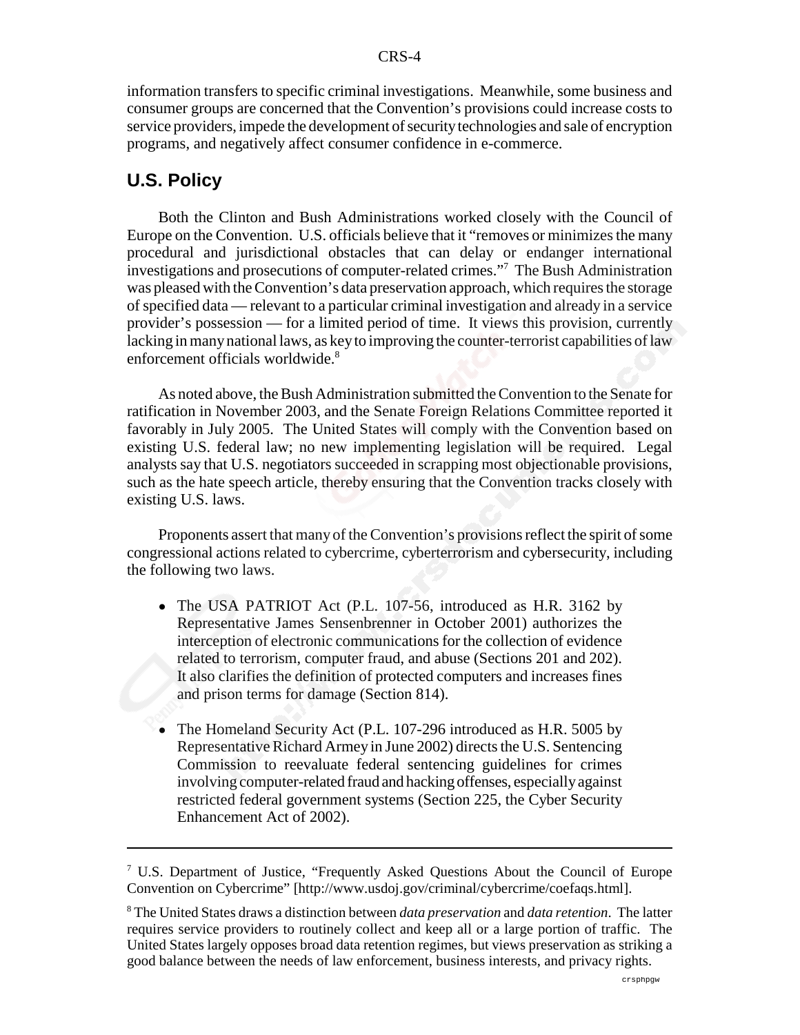information transfers to specific criminal investigations. Meanwhile, some business and consumer groups are concerned that the Convention's provisions could increase costs to service providers, impede the development of security technologies and sale of encryption programs, and negatively affect consumer confidence in e-commerce.

## U.S. Policy

Both the Clinton and Bush Administrations worked closely with the Council of Europe on the Convention. U.S. officials believe that it "removes or minimizes the many procedural and jurisdictional obstacles that can delay or endanger international investigations and prosecutions of computer-related crimes."[7] The Bush Administration was pleased with the Convention's data preservation approach, which requires the storage of specified data — relevant to a particular criminal investigation and already in a service provider's possession — for a limited period of time. It views this provision, currently lacking in many national laws, as key to improving the counter-terrorist capabilities of law enforcement officials worldwide.[8]

As noted above, the Bush Administration submitted the Convention to the Senate for ratification in November 2003, and the Senate Foreign Relations Committee reported it favorably in July 2005. The United States will comply with the Convention based on existing U.S. federal law; no new implementing legislation will be required. Legal analysts say that U.S. negotiators succeeded in scrapping most objectionable provisions, such as the hate speech article, thereby ensuring that the Convention tracks closely with existing U.S. laws.

Proponents assert that many of the Convention's provisions reflect the spirit of some congressional actions related to cybercrime, cyberterrorism and cybersecurity, including the following two laws.

- The USA PATRIOT Act (P.L. 107-56, introduced as H.R. 3162 by Representative James Sensenbrenner in October 2001) authorizes the interception of electronic communications for the collection of evidence related to terrorism, computer fraud, and abuse (Sections 201 and 202). It also clarifies the definition of protected computers and increases fines and prison terms for damage (Section 814).

- The Homeland Security Act (P.L. 107-296 introduced as H.R. 5005 by Representative Richard Armey in June 2002) directs the U.S. Sentencing Commission to reevaluate federal sentencing guidelines for crimes involving computer-related fraud and hacking offenses, especially against restricted federal government systems (Section 225, the Cyber Security Enhancement Act of 2002).

---

[7] U.S. Department of Justice, "Frequently Asked Questions About the Council of Europe Convention on Cybercrime" [http://www.usdoj.gov/criminal/cybercrime/coefaqs.html].

[8] The United States draws a distinction between *data preservation* and *data retention*. The latter requires service providers to routinely collect and keep all or a large portion of traffic. The United States largely opposes broad data retention regimes, but views preservation as striking a good balance between the needs of law enforcement, business interests, and privacy rights.